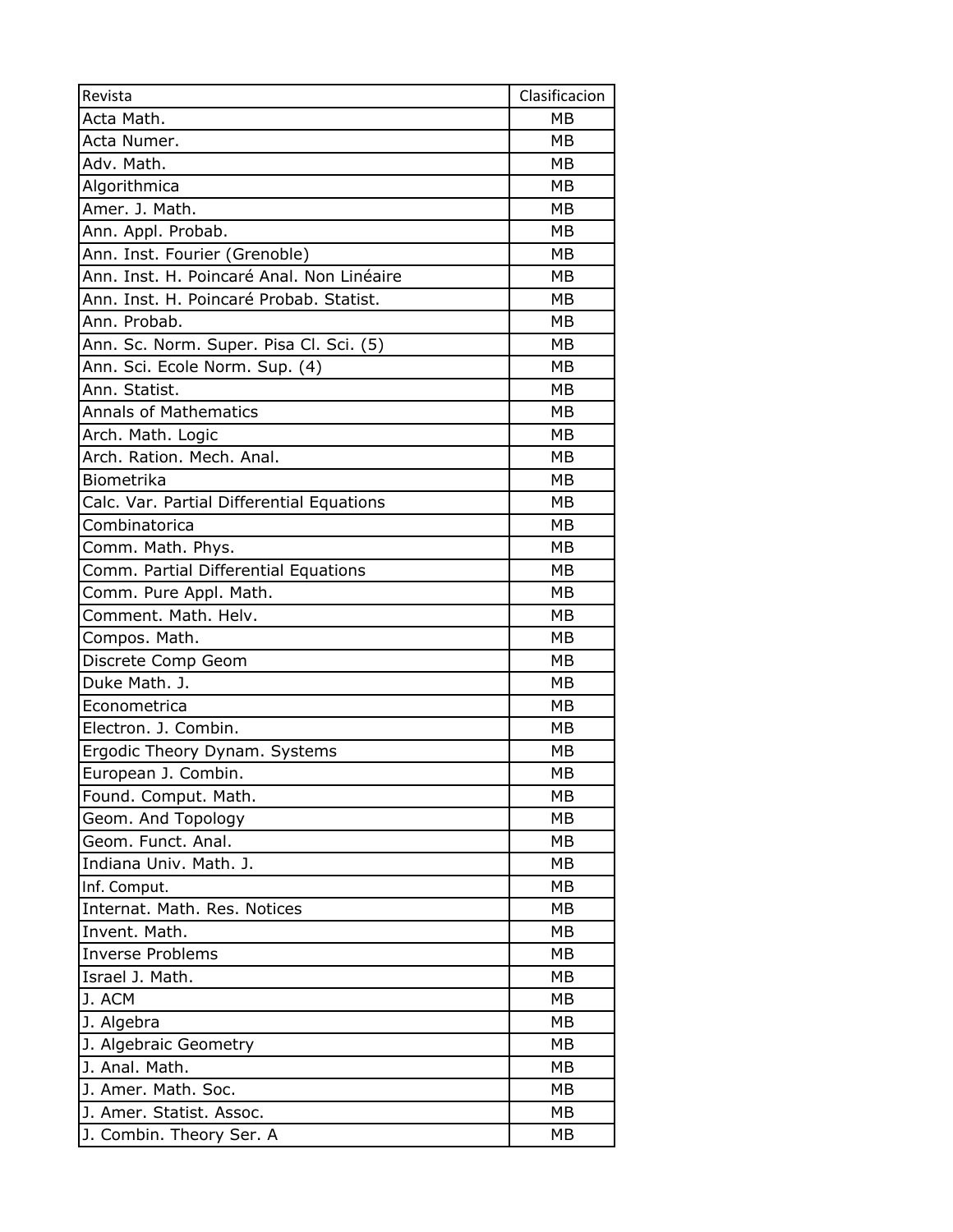| Revista | Clasificacion |
|---|---|
| Acta Math. | MB |
| Acta Numer. | MB |
| Adv. Math. | MB |
| Algorithmica | MB |
| Amer. J. Math. | MB |
| Ann. Appl. Probab. | MB |
| Ann. Inst. Fourier (Grenoble) | MB |
| Ann. Inst. H. Poincaré Anal. Non Linéaire | MB |
| Ann. Inst. H. Poincaré Probab. Statist. | MB |
| Ann. Probab. | MB |
| Ann. Sc. Norm. Super. Pisa Cl. Sci. (5) | MB |
| Ann. Sci. Ecole Norm. Sup. (4) | MB |
| Ann. Statist. | MB |
| Annals of Mathematics | MB |
| Arch. Math. Logic | MB |
| Arch. Ration. Mech. Anal. | MB |
| Biometrika | MB |
| Calc. Var. Partial Differential Equations | MB |
| Combinatorica | MB |
| Comm. Math. Phys. | MB |
| Comm. Partial Differential Equations | MB |
| Comm. Pure Appl. Math. | MB |
| Comment. Math. Helv. | MB |
| Compos. Math. | MB |
| Discrete Comp Geom | MB |
| Duke Math. J. | MB |
| Econometrica | MB |
| Electron. J. Combin. | MB |
| Ergodic Theory Dynam. Systems | MB |
| European J. Combin. | MB |
| Found. Comput. Math. | MB |
| Geom. And Topology | MB |
| Geom. Funct. Anal. | MB |
| Indiana Univ. Math. J. | MB |
| Inf. Comput. | MB |
| Internat. Math. Res. Notices | MB |
| Invent. Math. | MB |
| Inverse Problems | MB |
| Israel J. Math. | MB |
| J. ACM | MB |
| J. Algebra | MB |
| J. Algebraic Geometry | MB |
| J. Anal. Math. | MB |
| J. Amer. Math. Soc. | MB |
| J. Amer. Statist. Assoc. | MB |
| J. Combin. Theory Ser. A | MB |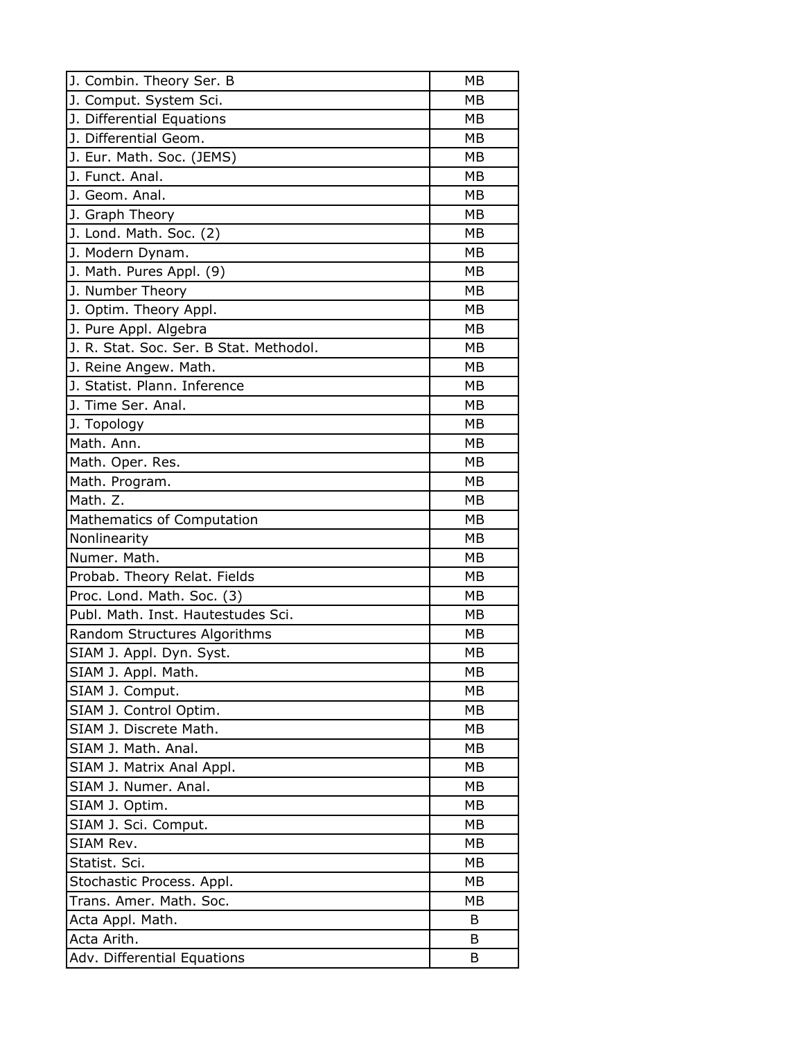| | |
|---|---|
| J. Combin. Theory Ser. B | MB |
| J. Comput. System Sci. | MB |
| J. Differential Equations | MB |
| J. Differential Geom. | MB |
| J. Eur. Math. Soc. (JEMS) | MB |
| J. Funct. Anal. | MB |
| J. Geom. Anal. | MB |
| J. Graph Theory | MB |
| J. Lond. Math. Soc. (2) | MB |
| J. Modern Dynam. | MB |
| J. Math. Pures Appl. (9) | MB |
| J. Number Theory | MB |
| J. Optim. Theory Appl. | MB |
| J. Pure Appl. Algebra | MB |
| J. R. Stat. Soc. Ser. B Stat. Methodol. | MB |
| J. Reine Angew. Math. | MB |
| J. Statist. Plann. Inference | MB |
| J. Time Ser. Anal. | MB |
| J. Topology | MB |
| Math. Ann. | MB |
| Math. Oper. Res. | MB |
| Math. Program. | MB |
| Math. Z. | MB |
| Mathematics of Computation | MB |
| Nonlinearity | MB |
| Numer. Math. | MB |
| Probab. Theory Relat. Fields | MB |
| Proc. Lond. Math. Soc. (3) | MB |
| Publ. Math. Inst. Hautestudes Sci. | MB |
| Random Structures Algorithms | MB |
| SIAM J. Appl. Dyn. Syst. | MB |
| SIAM J. Appl. Math. | MB |
| SIAM J. Comput. | MB |
| SIAM J. Control Optim. | MB |
| SIAM J. Discrete Math. | MB |
| SIAM J. Math. Anal. | MB |
| SIAM J. Matrix Anal Appl. | MB |
| SIAM J. Numer. Anal. | MB |
| SIAM J. Optim. | MB |
| SIAM J. Sci. Comput. | MB |
| SIAM Rev. | MB |
| Statist. Sci. | MB |
| Stochastic Process. Appl. | MB |
| Trans. Amer. Math. Soc. | MB |
| Acta Appl. Math. | B |
| Acta Arith. | B |
| Adv. Differential Equations | B |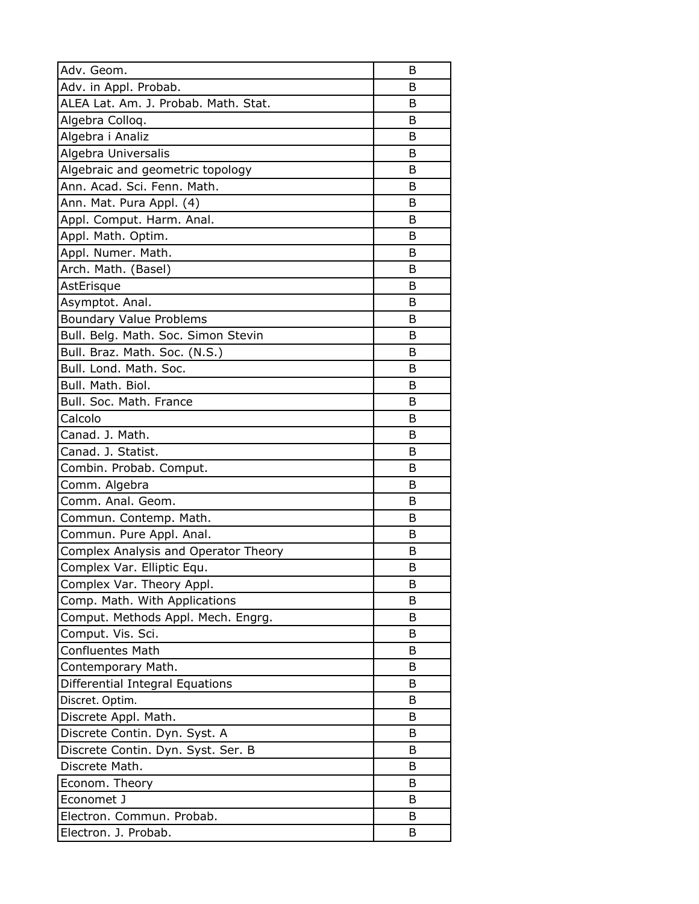| Adv. Geom. | B |
|---|---|
| Adv. in Appl. Probab. | B |
| ALEA Lat. Am. J. Probab. Math. Stat. | B |
| Algebra Colloq. | B |
| Algebra i Analiz | B |
| Algebra Universalis | B |
| Algebraic and geometric topology | B |
| Ann. Acad. Sci. Fenn. Math. | B |
| Ann. Mat. Pura Appl. (4) | B |
| Appl. Comput. Harm. Anal. | B |
| Appl. Math. Optim. | B |
| Appl. Numer. Math. | B |
| Arch. Math. (Basel) | B |
| AstErisque | B |
| Asymptot. Anal. | B |
| Boundary Value Problems | B |
| Bull. Belg. Math. Soc. Simon Stevin | B |
| Bull. Braz. Math. Soc. (N.S.) | B |
| Bull. Lond. Math. Soc. | B |
| Bull. Math. Biol. | B |
| Bull. Soc. Math. France | B |
| Calcolo | B |
| Canad. J. Math. | B |
| Canad. J. Statist. | B |
| Combin. Probab. Comput. | B |
| Comm. Algebra | B |
| Comm. Anal. Geom. | B |
| Commun. Contemp. Math. | B |
| Commun. Pure Appl. Anal. | B |
| Complex Analysis and Operator Theory | B |
| Complex Var. Elliptic Equ. | B |
| Complex Var. Theory Appl. | B |
| Comp. Math. With Applications | B |
| Comput. Methods Appl. Mech. Engrg. | B |
| Comput. Vis. Sci. | B |
| Confluentes Math | B |
| Contemporary Math. | B |
| Differential Integral Equations | B |
| Discret. Optim. | B |
| Discrete Appl. Math. | B |
| Discrete Contin. Dyn. Syst. A | B |
| Discrete Contin. Dyn. Syst. Ser. B | B |
| Discrete Math. | B |
| Econom. Theory | B |
| Economet J | B |
| Electron. Commun. Probab. | B |
| Electron. J. Probab. | B |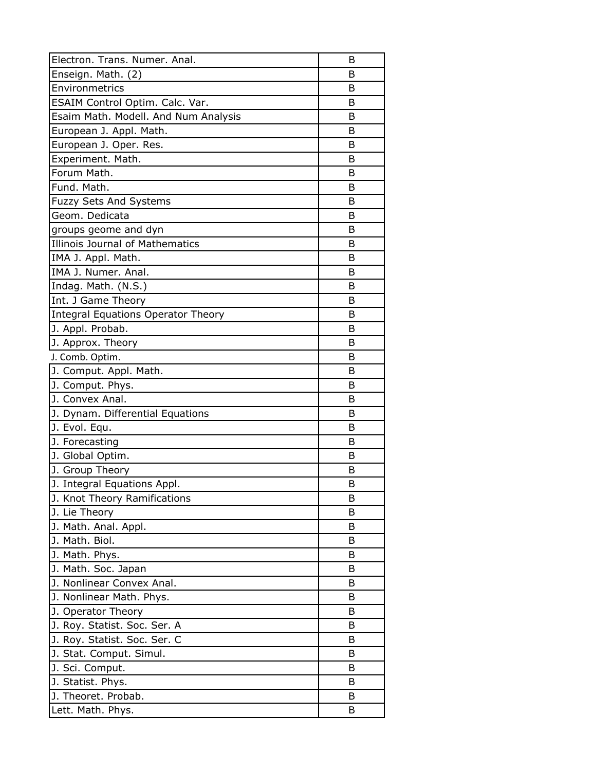| Electron. Trans. Numer. Anal. | B |
| --- | --- |
| Enseign. Math. (2) | B |
| Environmetrics | B |
| ESAIM Control Optim. Calc. Var. | B |
| Esaim Math. Modell. And Num Analysis | B |
| European J. Appl. Math. | B |
| European J. Oper. Res. | B |
| Experiment. Math. | B |
| Forum Math. | B |
| Fund. Math. | B |
| Fuzzy Sets And Systems | B |
| Geom. Dedicata | B |
| groups geome and dyn | B |
| Illinois Journal of Mathematics | B |
| IMA J. Appl. Math. | B |
| IMA J. Numer. Anal. | B |
| Indag. Math. (N.S.) | B |
| Int. J Game Theory | B |
| Integral Equations Operator Theory | B |
| J. Appl. Probab. | B |
| J. Approx. Theory | B |
| J. Comb. Optim. | B |
| J. Comput. Appl. Math. | B |
| J. Comput. Phys. | B |
| J. Convex Anal. | B |
| J. Dynam. Differential Equations | B |
| J. Evol. Equ. | B |
| J. Forecasting | B |
| J. Global Optim. | B |
| J. Group Theory | B |
| J. Integral Equations Appl. | B |
| J. Knot Theory Ramifications | B |
| J. Lie Theory | B |
| J. Math. Anal. Appl. | B |
| J. Math. Biol. | B |
| J. Math. Phys. | B |
| J. Math. Soc. Japan | B |
| J. Nonlinear Convex Anal. | B |
| J. Nonlinear Math. Phys. | B |
| J. Operator Theory | B |
| J. Roy. Statist. Soc. Ser. A | B |
| J. Roy. Statist. Soc. Ser. C | B |
| J. Stat. Comput. Simul. | B |
| J. Sci. Comput. | B |
| J. Statist. Phys. | B |
| J. Theoret. Probab. | B |
| Lett. Math. Phys. | B |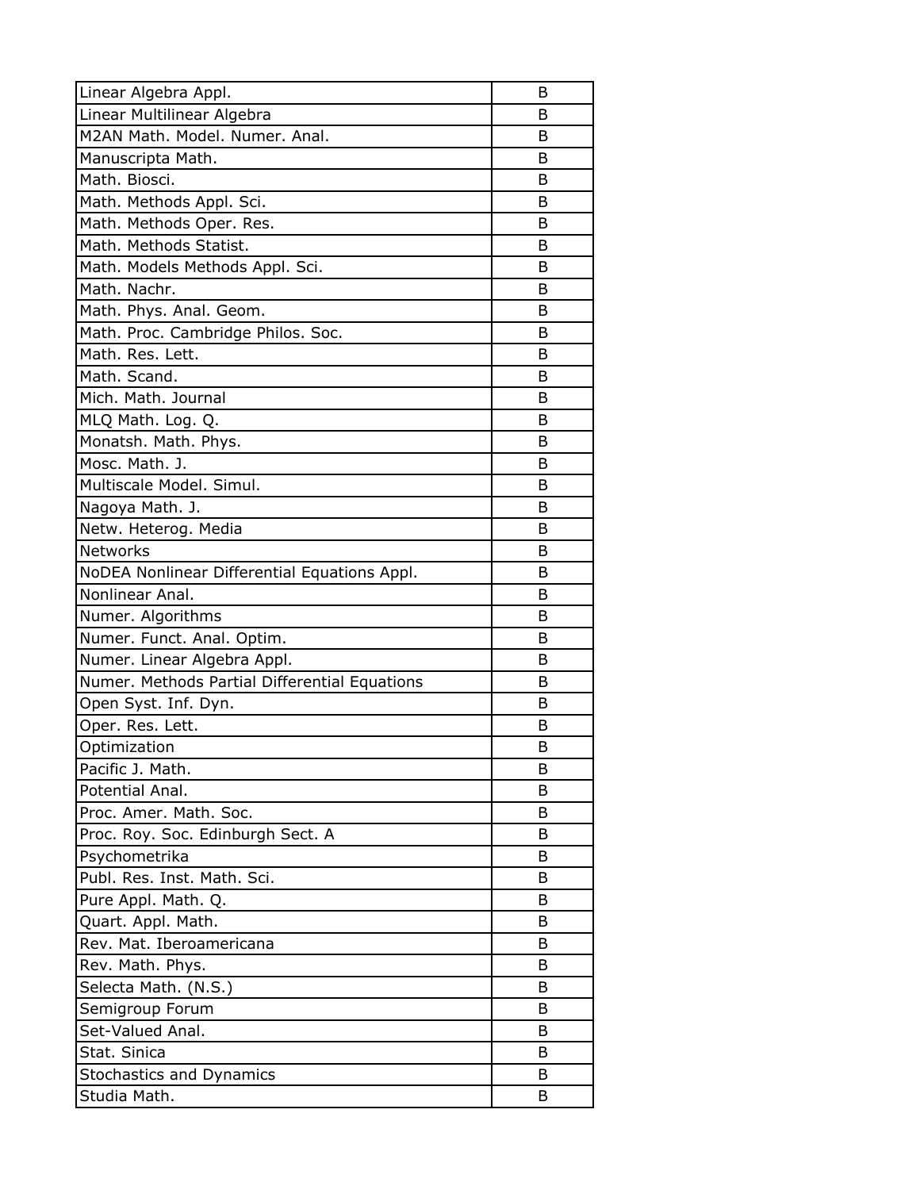| | |
|---|---|
| Linear Algebra Appl. | B |
| Linear Multilinear Algebra | B |
| M2AN Math. Model. Numer. Anal. | B |
| Manuscripta Math. | B |
| Math. Biosci. | B |
| Math. Methods Appl. Sci. | B |
| Math. Methods Oper. Res. | B |
| Math. Methods Statist. | B |
| Math. Models Methods Appl. Sci. | B |
| Math. Nachr. | B |
| Math. Phys. Anal. Geom. | B |
| Math. Proc. Cambridge Philos. Soc. | B |
| Math. Res. Lett. | B |
| Math. Scand. | B |
| Mich. Math. Journal | B |
| MLQ Math. Log. Q. | B |
| Monatsh. Math. Phys. | B |
| Mosc. Math. J. | B |
| Multiscale Model. Simul. | B |
| Nagoya Math. J. | B |
| Netw. Heterog. Media | B |
| Networks | B |
| NoDEA Nonlinear Differential Equations Appl. | B |
| Nonlinear Anal. | B |
| Numer. Algorithms | B |
| Numer. Funct. Anal. Optim. | B |
| Numer. Linear Algebra Appl. | B |
| Numer. Methods Partial Differential Equations | B |
| Open Syst. Inf. Dyn. | B |
| Oper. Res. Lett. | B |
| Optimization | B |
| Pacific J. Math. | B |
| Potential Anal. | B |
| Proc. Amer. Math. Soc. | B |
| Proc. Roy. Soc. Edinburgh Sect. A | B |
| Psychometrika | B |
| Publ. Res. Inst. Math. Sci. | B |
| Pure Appl. Math. Q. | B |
| Quart. Appl. Math. | B |
| Rev. Mat. Iberoamericana | B |
| Rev. Math. Phys. | B |
| Selecta Math. (N.S.) | B |
| Semigroup Forum | B |
| Set-Valued Anal. | B |
| Stat. Sinica | B |
| Stochastics and Dynamics | B |
| Studia Math. | B |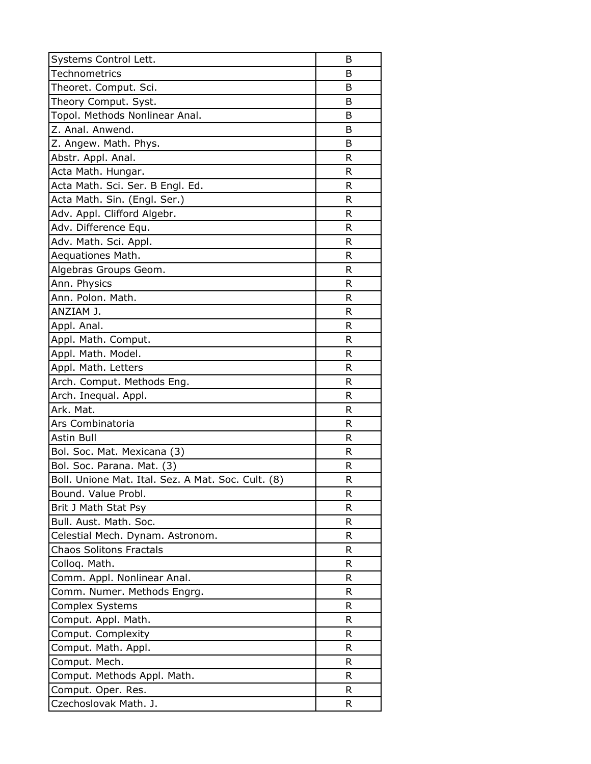| Systems Control Lett. | B |
|---|---|
| Technometrics | B |
| Theoret. Comput. Sci. | B |
| Theory Comput. Syst. | B |
| Topol. Methods Nonlinear Anal. | B |
| Z. Anal. Anwend. | B |
| Z. Angew. Math. Phys. | B |
| Abstr. Appl. Anal. | R |
| Acta Math. Hungar. | R |
| Acta Math. Sci. Ser. B Engl. Ed. | R |
| Acta Math. Sin. (Engl. Ser.) | R |
| Adv. Appl. Clifford Algebr. | R |
| Adv. Difference Equ. | R |
| Adv. Math. Sci. Appl. | R |
| Aequationes Math. | R |
| Algebras Groups Geom. | R |
| Ann. Physics | R |
| Ann. Polon. Math. | R |
| ANZIAM J. | R |
| Appl. Anal. | R |
| Appl. Math. Comput. | R |
| Appl. Math. Model. | R |
| Appl. Math. Letters | R |
| Arch. Comput. Methods Eng. | R |
| Arch. Inequal. Appl. | R |
| Ark. Mat. | R |
| Ars Combinatoria | R |
| Astin Bull | R |
| Bol. Soc. Mat. Mexicana (3) | R |
| Bol. Soc. Parana. Mat. (3) | R |
| Boll. Unione Mat. Ital. Sez. A Mat. Soc. Cult. (8) | R |
| Bound. Value Probl. | R |
| Brit J Math Stat Psy | R |
| Bull. Aust. Math. Soc. | R |
| Celestial Mech. Dynam. Astronom. | R |
| Chaos Solitons Fractals | R |
| Colloq. Math. | R |
| Comm. Appl. Nonlinear Anal. | R |
| Comm. Numer. Methods Engrg. | R |
| Complex Systems | R |
| Comput. Appl. Math. | R |
| Comput. Complexity | R |
| Comput. Math. Appl. | R |
| Comput. Mech. | R |
| Comput. Methods Appl. Math. | R |
| Comput. Oper. Res. | R |
| Czechoslovak Math. J. | R |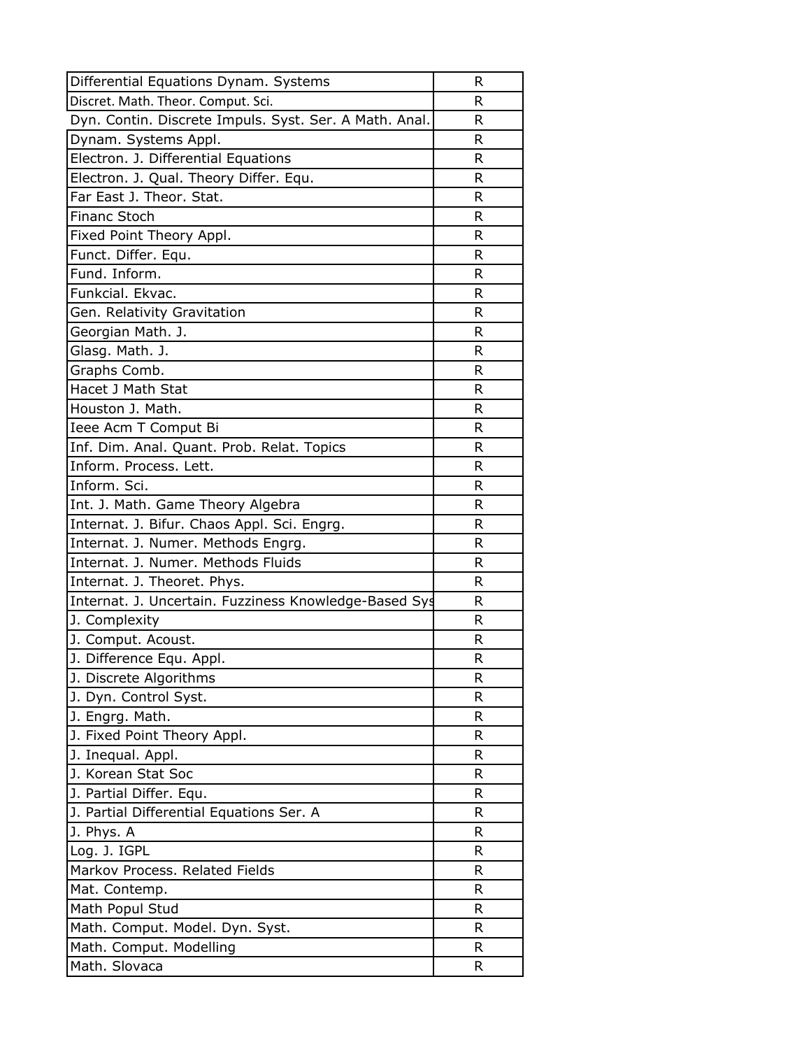| | |
|---|---|
| Differential Equations Dynam. Systems | R |
| Discret. Math. Theor. Comput. Sci. | R |
| Dyn. Contin. Discrete Impuls. Syst. Ser. A Math. Anal. | R |
| Dynam. Systems Appl. | R |
| Electron. J. Differential Equations | R |
| Electron. J. Qual. Theory Differ. Equ. | R |
| Far East J. Theor. Stat. | R |
| Financ Stoch | R |
| Fixed Point Theory Appl. | R |
| Funct. Differ. Equ. | R |
| Fund. Inform. | R |
| Funkcial. Ekvac. | R |
| Gen. Relativity Gravitation | R |
| Georgian Math. J. | R |
| Glasg. Math. J. | R |
| Graphs Comb. | R |
| Hacet J Math Stat | R |
| Houston J. Math. | R |
| Ieee Acm T Comput Bi | R |
| Inf. Dim. Anal. Quant. Prob. Relat. Topics | R |
| Inform. Process. Lett. | R |
| Inform. Sci. | R |
| Int. J. Math. Game Theory Algebra | R |
| Internat. J. Bifur. Chaos Appl. Sci. Engrg. | R |
| Internat. J. Numer. Methods Engrg. | R |
| Internat. J. Numer. Methods Fluids | R |
| Internat. J. Theoret. Phys. | R |
| Internat. J. Uncertain. Fuzziness Knowledge-Based Sys | R |
| J. Complexity | R |
| J. Comput. Acoust. | R |
| J. Difference Equ. Appl. | R |
| J. Discrete Algorithms | R |
| J. Dyn. Control Syst. | R |
| J. Engrg. Math. | R |
| J. Fixed Point Theory Appl. | R |
| J. Inequal. Appl. | R |
| J. Korean Stat Soc | R |
| J. Partial Differ. Equ. | R |
| J. Partial Differential Equations Ser. A | R |
| J. Phys. A | R |
| Log. J. IGPL | R |
| Markov Process. Related Fields | R |
| Mat. Contemp. | R |
| Math Popul Stud | R |
| Math. Comput. Model. Dyn. Syst. | R |
| Math. Comput. Modelling | R |
| Math. Slovaca | R |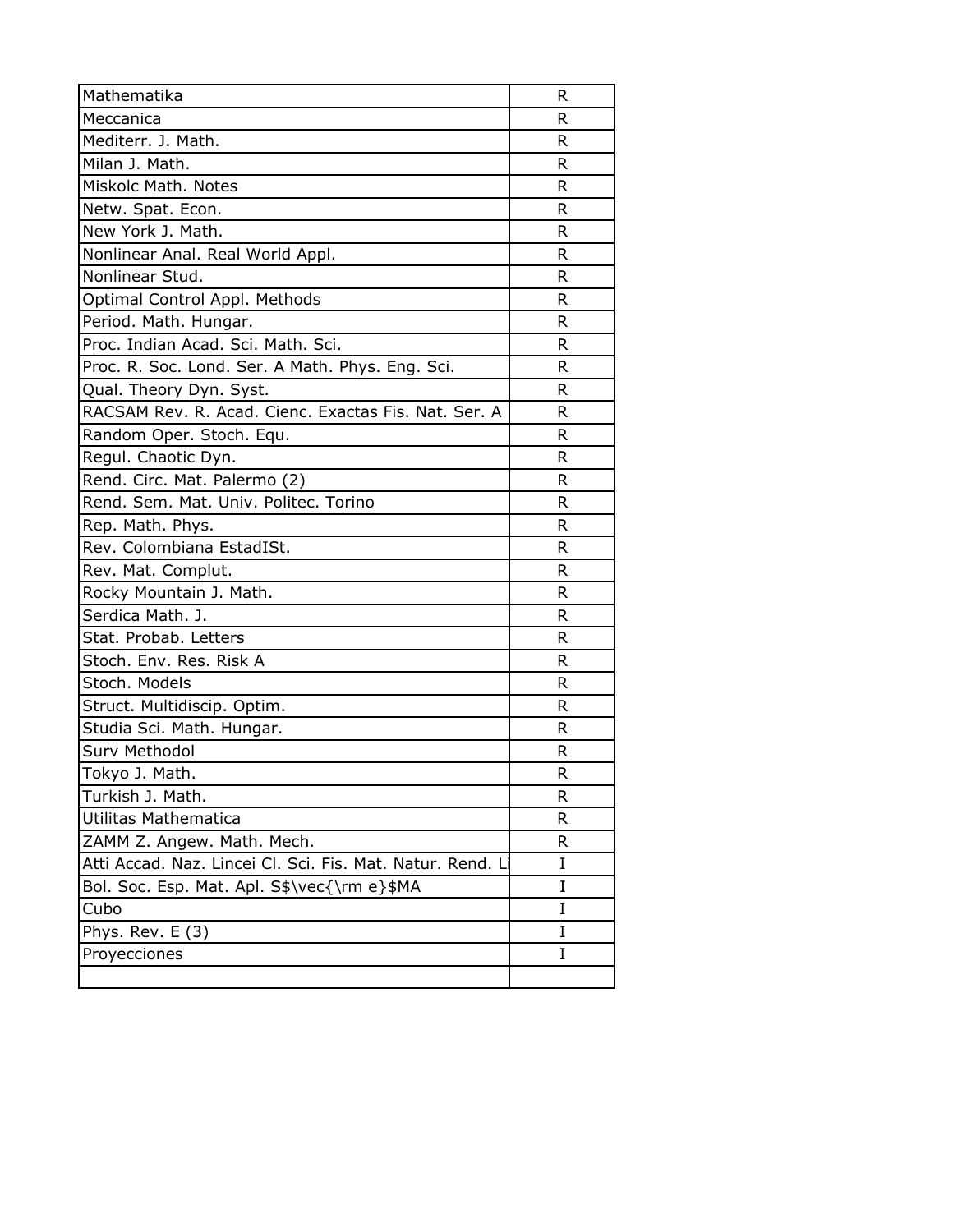| | |
|---|---|
| Mathematika | R |
| Meccanica | R |
| Mediterr. J. Math. | R |
| Milan J. Math. | R |
| Miskolc Math. Notes | R |
| Netw. Spat. Econ. | R |
| New York J. Math. | R |
| Nonlinear Anal. Real World Appl. | R |
| Nonlinear Stud. | R |
| Optimal Control Appl. Methods | R |
| Period. Math. Hungar. | R |
| Proc. Indian Acad. Sci. Math. Sci. | R |
| Proc. R. Soc. Lond. Ser. A Math. Phys. Eng. Sci. | R |
| Qual. Theory Dyn. Syst. | R |
| RACSAM Rev. R. Acad. Cienc. Exactas Fis. Nat. Ser. A | R |
| Random Oper. Stoch. Equ. | R |
| Regul. Chaotic Dyn. | R |
| Rend. Circ. Mat. Palermo (2) | R |
| Rend. Sem. Mat. Univ. Politec. Torino | R |
| Rep. Math. Phys. | R |
| Rev. Colombiana EstadISt. | R |
| Rev. Mat. Complut. | R |
| Rocky Mountain J. Math. | R |
| Serdica Math. J. | R |
| Stat. Probab. Letters | R |
| Stoch. Env. Res. Risk A | R |
| Stoch. Models | R |
| Struct. Multidiscip. Optim. | R |
| Studia Sci. Math. Hungar. | R |
| Surv Methodol | R |
| Tokyo J. Math. | R |
| Turkish J. Math. | R |
| Utilitas Mathematica | R |
| ZAMM Z. Angew. Math. Mech. | R |
| Atti Accad. Naz. Lincei Cl. Sci. Fis. Mat. Natur. Rend. L | I |
| Bol. Soc. Esp. Mat. Apl. S$\vec{\rm e}$MA | I |
| Cubo | I |
| Phys. Rev. E (3) | I |
| Proyecciones | I |
| | |